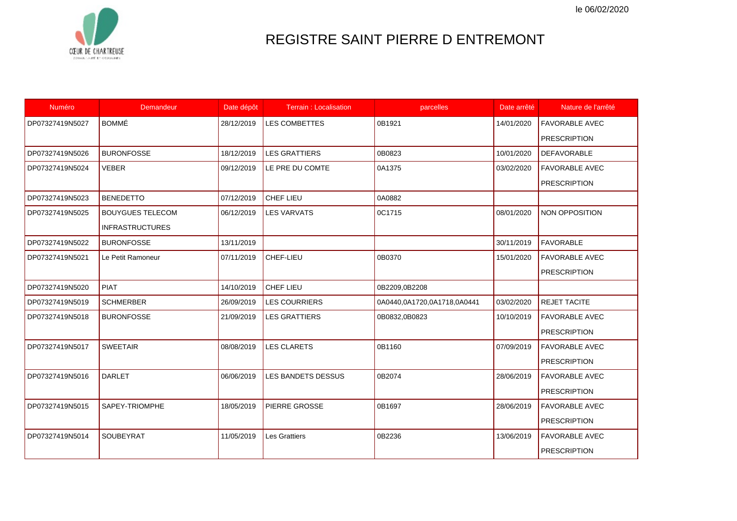le 06/02/2020

# REGISTRE SAINT PIERRE D ENTREMONT

| Numéro | Demandeur | Date dépôt | Terrain : Localisation | parcelles | Date arrêté | Nature de l'arrêté |
|---|---|---|---|---|---|---|
| DP07327419N5027 | BOMMÉ | 28/12/2019 | LES COMBETTES | 0B1921 | 14/01/2020 | FAVORABLE AVEC PRESCRIPTION |
| DP07327419N5026 | BURONFOSSE | 18/12/2019 | LES GRATTIERS | 0B0823 | 10/01/2020 | DEFAVORABLE |
| DP07327419N5024 | VEBER | 09/12/2019 | LE PRE DU COMTE | 0A1375 | 03/02/2020 | FAVORABLE AVEC PRESCRIPTION |
| DP07327419N5023 | BENEDETTO | 07/12/2019 | CHEF LIEU | 0A0882 | | |
| DP07327419N5025 | BOUYGUES TELECOM INFRASTRUCTURES | 06/12/2019 | LES VARVATS | 0C1715 | 08/01/2020 | NON OPPOSITION |
| DP07327419N5022 | BURONFOSSE | 13/11/2019 | | | 30/11/2019 | FAVORABLE |
| DP07327419N5021 | Le Petit Ramoneur | 07/11/2019 | CHEF-LIEU | 0B0370 | 15/01/2020 | FAVORABLE AVEC PRESCRIPTION |
| DP07327419N5020 | PIAT | 14/10/2019 | CHEF LIEU | 0B2209,0B2208 | | |
| DP07327419N5019 | SCHMERBER | 26/09/2019 | LES COURRIERS | 0A0440,0A1720,0A1718,0A0441 | 03/02/2020 | REJET TACITE |
| DP07327419N5018 | BURONFOSSE | 21/09/2019 | LES GRATTIERS | 0B0832,0B0823 | 10/10/2019 | FAVORABLE AVEC PRESCRIPTION |
| DP07327419N5017 | SWEETAIR | 08/08/2019 | LES CLARETS | 0B1160 | 07/09/2019 | FAVORABLE AVEC PRESCRIPTION |
| DP07327419N5016 | DARLET | 06/06/2019 | LES BANDETS DESSUS | 0B2074 | 28/06/2019 | FAVORABLE AVEC PRESCRIPTION |
| DP07327419N5015 | SAPEY-TRIOMPHE | 18/05/2019 | PIERRE GROSSE | 0B1697 | 28/06/2019 | FAVORABLE AVEC PRESCRIPTION |
| DP07327419N5014 | SOUBEYRAT | 11/05/2019 | Les Grattiers | 0B2236 | 13/06/2019 | FAVORABLE AVEC PRESCRIPTION |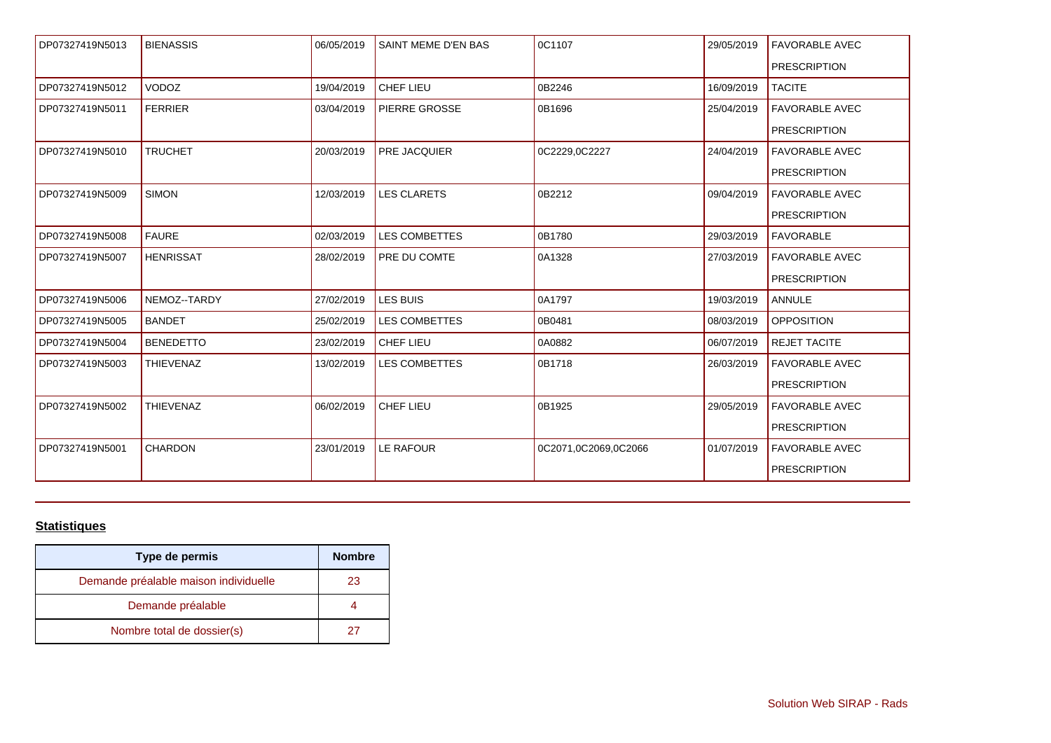| | | | | | | |
|---|---|---|---|---|---|---|
| DP07327419N5013 | BIENASSIS | 06/05/2019 | SAINT MEME D'EN BAS | 0C1107 | 29/05/2019 | FAVORABLE AVEC PRESCRIPTION |
| DP07327419N5012 | VODOZ | 19/04/2019 | CHEF LIEU | 0B2246 | 16/09/2019 | TACITE |
| DP07327419N5011 | FERRIER | 03/04/2019 | PIERRE GROSSE | 0B1696 | 25/04/2019 | FAVORABLE AVEC PRESCRIPTION |
| DP07327419N5010 | TRUCHET | 20/03/2019 | PRE JACQUIER | 0C2229,0C2227 | 24/04/2019 | FAVORABLE AVEC PRESCRIPTION |
| DP07327419N5009 | SIMON | 12/03/2019 | LES CLARETS | 0B2212 | 09/04/2019 | FAVORABLE AVEC PRESCRIPTION |
| DP07327419N5008 | FAURE | 02/03/2019 | LES COMBETTES | 0B1780 | 29/03/2019 | FAVORABLE |
| DP07327419N5007 | HENRISSAT | 28/02/2019 | PRE DU COMTE | 0A1328 | 27/03/2019 | FAVORABLE AVEC PRESCRIPTION |
| DP07327419N5006 | NEMOZ--TARDY | 27/02/2019 | LES BUIS | 0A1797 | 19/03/2019 | ANNULE |
| DP07327419N5005 | BANDET | 25/02/2019 | LES COMBETTES | 0B0481 | 08/03/2019 | OPPOSITION |
| DP07327419N5004 | BENEDETTO | 23/02/2019 | CHEF LIEU | 0A0882 | 06/07/2019 | REJET TACITE |
| DP07327419N5003 | THIEVENAZ | 13/02/2019 | LES COMBETTES | 0B1718 | 26/03/2019 | FAVORABLE AVEC PRESCRIPTION |
| DP07327419N5002 | THIEVENAZ | 06/02/2019 | CHEF LIEU | 0B1925 | 29/05/2019 | FAVORABLE AVEC PRESCRIPTION |
| DP07327419N5001 | CHARDON | 23/01/2019 | LE RAFOUR | 0C2071,0C2069,0C2066 | 01/07/2019 | FAVORABLE AVEC PRESCRIPTION |

## Statistiques

| Type de permis | Nombre |
|---|---|
| Demande préalable maison individuelle | 23 |
| Demande préalable | 4 |
| Nombre total de dossier(s) | 27 |

Solution Web SIRAP - Rads